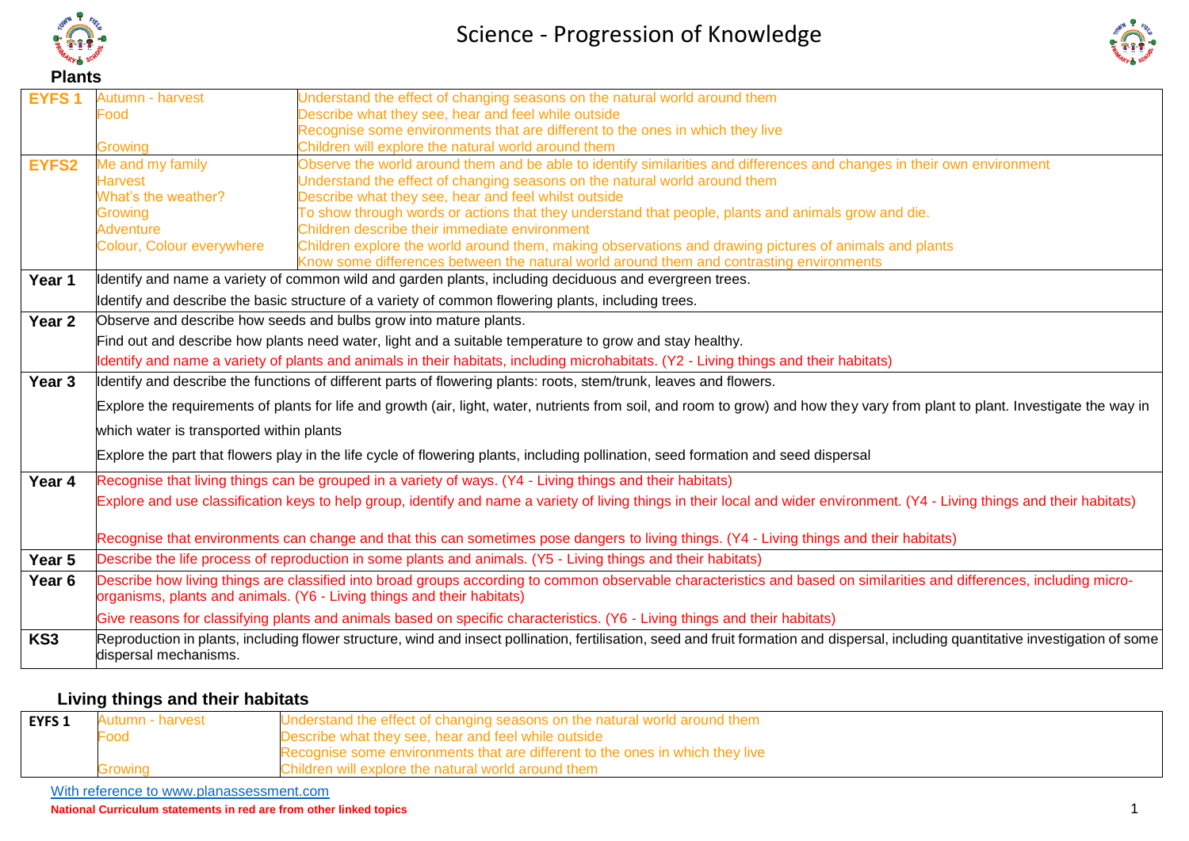# Science - Progression of Knowledge

## Plants

| | | |
|---|---|---|
| **EYFS 1** | Autumn - harvest<br>Food<br><br>Growing | Understand the effect of changing seasons on the natural world around them<br>Describe what they see, hear and feel while outside<br>Recognise some environments that are different to the ones in which they live<br>Children will explore the natural world around them |
| **EYFS2** | Me and my family<br>Harvest<br>What's the weather?<br>Growing<br>Adventure<br>Colour, Colour everywhere | Observe the world around them and be able to identify similarities and differences and changes in their own environment<br>Understand the effect of changing seasons on the natural world around them<br>Describe what they see, hear and feel whilst outside<br>To show through words or actions that they understand that people, plants and animals grow and die.<br>Children describe their immediate environment<br>Children explore the world around them, making observations and drawing pictures of animals and plants<br>Know some differences between the natural world around them and contrasting environments |
| **Year 1** | Identify and name a variety of common wild and garden plants, including deciduous and evergreen trees.<br>Identify and describe the basic structure of a variety of common flowering plants, including trees. | |
| **Year 2** | Observe and describe how seeds and bulbs grow into mature plants.<br>Find out and describe how plants need water, light and a suitable temperature to grow and stay healthy.<br>Identify and name a variety of plants and animals in their habitats, including microhabitats. (Y2 - Living things and their habitats) | |
| **Year 3** | Identify and describe the functions of different parts of flowering plants: roots, stem/trunk, leaves and flowers.<br>Explore the requirements of plants for life and growth (air, light, water, nutrients from soil, and room to grow) and how they vary from plant to plant. Investigate the way in which water is transported within plants<br>Explore the part that flowers play in the life cycle of flowering plants, including pollination, seed formation and seed dispersal | |
| **Year 4** | Recognise that living things can be grouped in a variety of ways. (Y4 - Living things and their habitats)<br>Explore and use classification keys to help group, identify and name a variety of living things in their local and wider environment. (Y4 - Living things and their habitats)<br>Recognise that environments can change and that this can sometimes pose dangers to living things. (Y4 - Living things and their habitats) | |
| **Year 5** | Describe the life process of reproduction in some plants and animals. (Y5 - Living things and their habitats) | |
| **Year 6** | Describe how living things are classified into broad groups according to common observable characteristics and based on similarities and differences, including micro-organisms, plants and animals. (Y6 - Living things and their habitats)<br>Give reasons for classifying plants and animals based on specific characteristics. (Y6 - Living things and their habitats) | |
| **KS3** | Reproduction in plants, including flower structure, wind and insect pollination, fertilisation, seed and fruit formation and dispersal, including quantitative investigation of some dispersal mechanisms. | |

## Living things and their habitats

| | | |
|---|---|---|
| **EYFS 1** | Autumn - harvest<br>Food<br><br>Growing | Understand the effect of changing seasons on the natural world around them<br>Describe what they see, hear and feel while outside<br>Recognise some environments that are different to the ones in which they live<br>Children will explore the natural world around them |

With reference to www.planassessment.com

**National Curriculum statements in red are from other linked topics**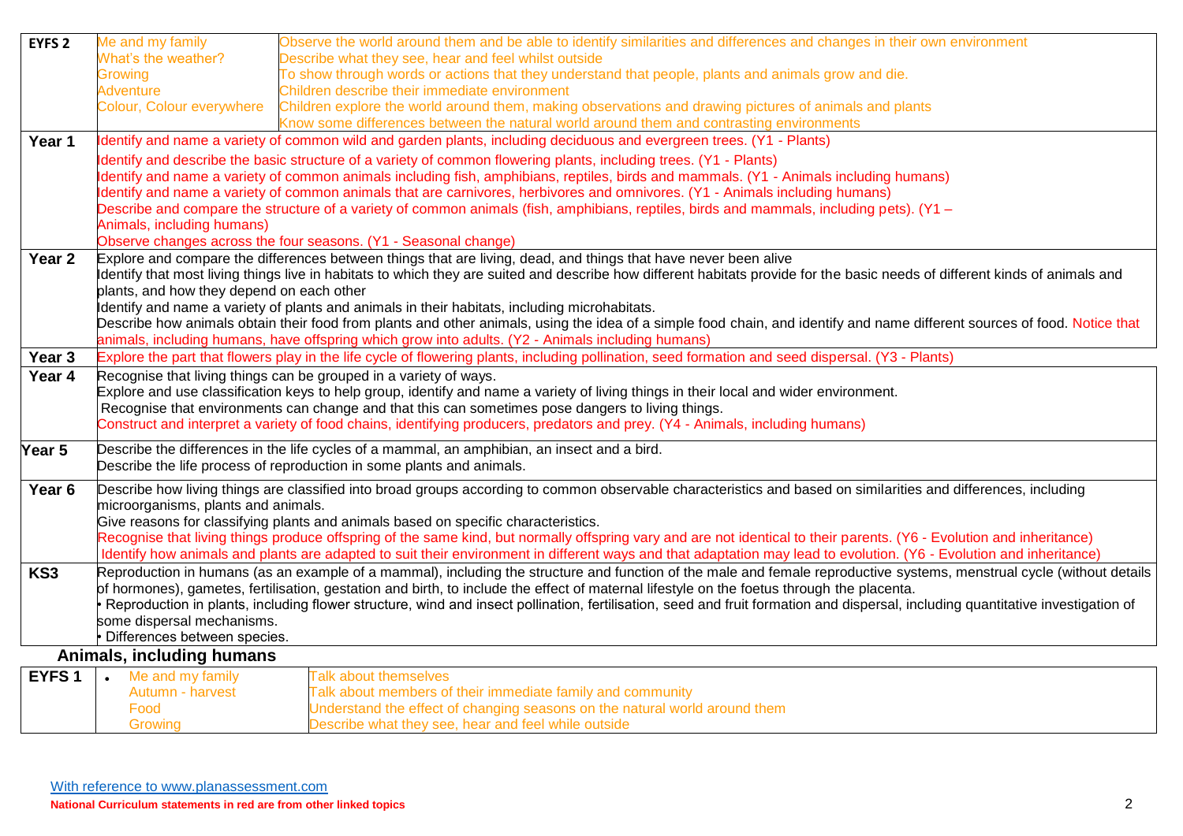| | | |
|---|---|---|
| **EYFS 2** | Me and my family<br>What's the weather?<br>Growing<br>Adventure<br>Colour, Colour everywhere | Observe the world around them and be able to identify similarities and differences and changes in their own environment<br>Describe what they see, hear and feel whilst outside<br>To show through words or actions that they understand that people, plants and animals grow and die.<br>Children describe their immediate environment<br>Children explore the world around them, making observations and drawing pictures of animals and plants<br>Know some differences between the natural world around them and contrasting environments |
| **Year 1** | Identify and name a variety of common wild and garden plants, including deciduous and evergreen trees. (Y1 - Plants)<br>Identify and describe the basic structure of a variety of common flowering plants, including trees. (Y1 - Plants)<br>Identify and name a variety of common animals including fish, amphibians, reptiles, birds and mammals. (Y1 - Animals including humans)<br>Identify and name a variety of common animals that are carnivores, herbivores and omnivores. (Y1 - Animals including humans)<br>Describe and compare the structure of a variety of common animals (fish, amphibians, reptiles, birds and mammals, including pets). (Y1 – Animals, including humans)<br>Observe changes across the four seasons. (Y1 - Seasonal change) | |
| **Year 2** | Explore and compare the differences between things that are living, dead, and things that have never been alive<br>Identify that most living things live in habitats to which they are suited and describe how different habitats provide for the basic needs of different kinds of animals and plants, and how they depend on each other<br>Identify and name a variety of plants and animals in their habitats, including microhabitats.<br>Describe how animals obtain their food from plants and other animals, using the idea of a simple food chain, and identify and name different sources of food. Notice that animals, including humans, have offspring which grow into adults. (Y2 - Animals including humans) | |
| **Year 3** | Explore the part that flowers play in the life cycle of flowering plants, including pollination, seed formation and seed dispersal. (Y3 - Plants) | |
| **Year 4** | Recognise that living things can be grouped in a variety of ways.<br>Explore and use classification keys to help group, identify and name a variety of living things in their local and wider environment.<br>Recognise that environments can change and that this can sometimes pose dangers to living things.<br>Construct and interpret a variety of food chains, identifying producers, predators and prey. (Y4 - Animals, including humans) | |
| **Year 5** | Describe the differences in the life cycles of a mammal, an amphibian, an insect and a bird.<br>Describe the life process of reproduction in some plants and animals. | |
| **Year 6** | Describe how living things are classified into broad groups according to common observable characteristics and based on similarities and differences, including microorganisms, plants and animals.<br>Give reasons for classifying plants and animals based on specific characteristics.<br>Recognise that living things produce offspring of the same kind, but normally offspring vary and are not identical to their parents. (Y6 - Evolution and inheritance)<br>Identify how animals and plants are adapted to suit their environment in different ways and that adaptation may lead to evolution. (Y6 - Evolution and inheritance) | |
| **KS3** | Reproduction in humans (as an example of a mammal), including the structure and function of the male and female reproductive systems, menstrual cycle (without details of hormones), gametes, fertilisation, gestation and birth, to include the effect of maternal lifestyle on the foetus through the placenta.<br>• Reproduction in plants, including flower structure, wind and insect pollination, fertilisation, seed and fruit formation and dispersal, including quantitative investigation of some dispersal mechanisms.<br>• Differences between species. | |

## Animals, including humans

| | | |
|---|---|---|
| **EYFS 1** | • Me and my family<br>Autumn - harvest<br>Food<br>Growing | Talk about themselves<br>Talk about members of their immediate family and community<br>Understand the effect of changing seasons on the natural world around them<br>Describe what they see, hear and feel while outside |

With reference to www.planassessment.com

**National Curriculum statements in red are from other linked topics**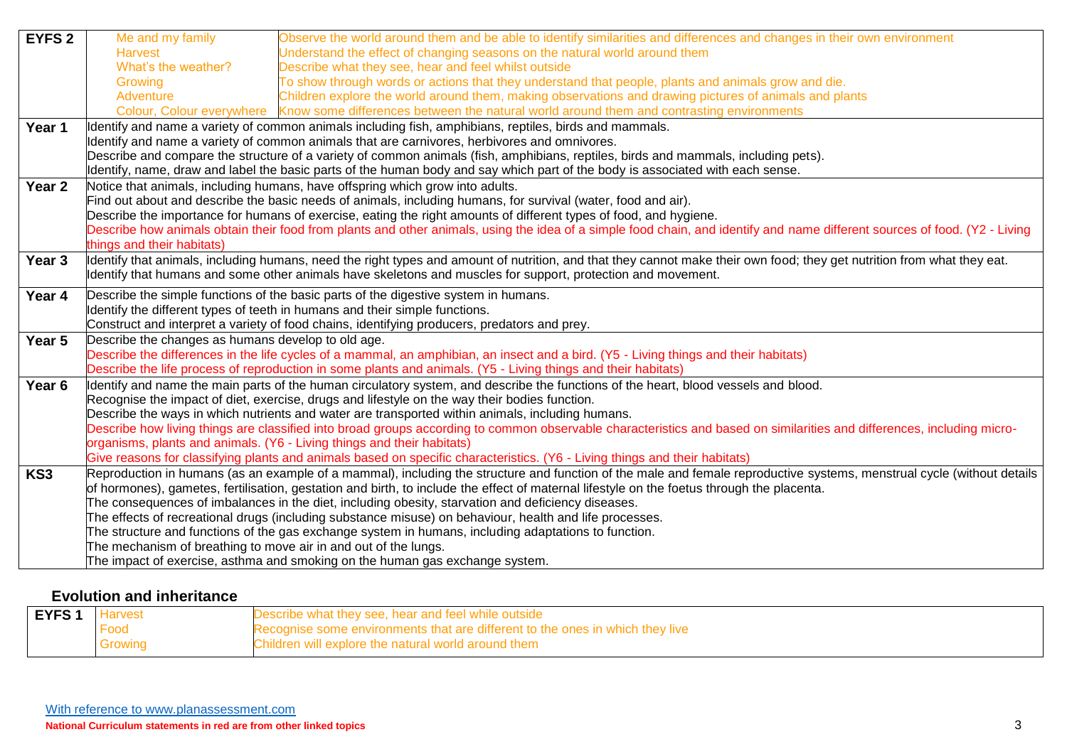| | | |
|---|---|---|
| **EYFS 2** | Me and my family<br>Harvest<br>What's the weather?<br>Growing<br>Adventure<br>Colour, Colour everywhere | Observe the world around them and be able to identify similarities and differences and changes in their own environment<br>Understand the effect of changing seasons on the natural world around them<br>Describe what they see, hear and feel whilst outside<br>To show through words or actions that they understand that people, plants and animals grow and die.<br>Children explore the world around them, making observations and drawing pictures of animals and plants<br>Know some differences between the natural world around them and contrasting environments |
| **Year 1** | Identify and name a variety of common animals including fish, amphibians, reptiles, birds and mammals.<br>Identify and name a variety of common animals that are carnivores, herbivores and omnivores.<br>Describe and compare the structure of a variety of common animals (fish, amphibians, reptiles, birds and mammals, including pets).<br>Identify, name, draw and label the basic parts of the human body and say which part of the body is associated with each sense. | |
| **Year 2** | Notice that animals, including humans, have offspring which grow into adults.<br>Find out about and describe the basic needs of animals, including humans, for survival (water, food and air).<br>Describe the importance for humans of exercise, eating the right amounts of different types of food, and hygiene.<br>Describe how animals obtain their food from plants and other animals, using the idea of a simple food chain, and identify and name different sources of food. (Y2 - Living things and their habitats) | |
| **Year 3** | Identify that animals, including humans, need the right types and amount of nutrition, and that they cannot make their own food; they get nutrition from what they eat.<br>Identify that humans and some other animals have skeletons and muscles for support, protection and movement. | |
| **Year 4** | Describe the simple functions of the basic parts of the digestive system in humans.<br>Identify the different types of teeth in humans and their simple functions.<br>Construct and interpret a variety of food chains, identifying producers, predators and prey. | |
| **Year 5** | Describe the changes as humans develop to old age.<br>Describe the differences in the life cycles of a mammal, an amphibian, an insect and a bird. (Y5 - Living things and their habitats)<br>Describe the life process of reproduction in some plants and animals. (Y5 - Living things and their habitats) | |
| **Year 6** | Identify and name the main parts of the human circulatory system, and describe the functions of the heart, blood vessels and blood.<br>Recognise the impact of diet, exercise, drugs and lifestyle on the way their bodies function.<br>Describe the ways in which nutrients and water are transported within animals, including humans.<br>Describe how living things are classified into broad groups according to common observable characteristics and based on similarities and differences, including micro-organisms, plants and animals. (Y6 - Living things and their habitats)<br>Give reasons for classifying plants and animals based on specific characteristics. (Y6 - Living things and their habitats) | |
| **KS3** | Reproduction in humans (as an example of a mammal), including the structure and function of the male and female reproductive systems, menstrual cycle (without details of hormones), gametes, fertilisation, gestation and birth, to include the effect of maternal lifestyle on the foetus through the placenta.<br>The consequences of imbalances in the diet, including obesity, starvation and deficiency diseases.<br>The effects of recreational drugs (including substance misuse) on behaviour, health and life processes.<br>The structure and functions of the gas exchange system in humans, including adaptations to function.<br>The mechanism of breathing to move air in and out of the lungs.<br>The impact of exercise, asthma and smoking on the human gas exchange system. | |

## Evolution and inheritance

| | | |
|---|---|---|
| **EYFS 1** | Harvest<br>Food<br>Growing | Describe what they see, hear and feel while outside<br>Recognise some environments that are different to the ones in which they live<br>Children will explore the natural world around them |

With reference to www.planassessment.com

**National Curriculum statements in red are from other linked topics**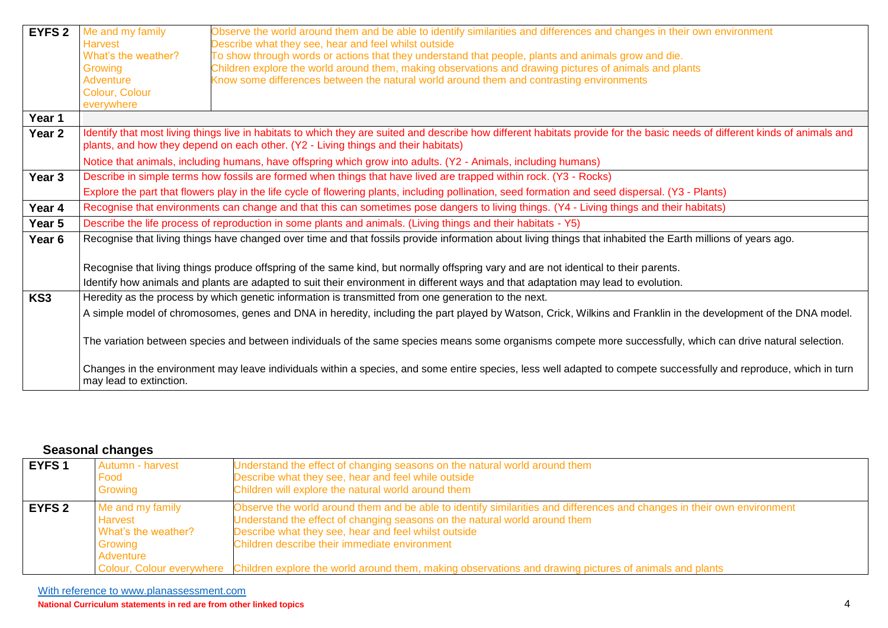| EYFS 2 | Me and my family<br>Harvest<br>What's the weather?<br>Growing<br>Adventure<br>Colour, Colour everywhere | Observe the world around them and be able to identify similarities and differences and changes in their own environment<br>Describe what they see, hear and feel whilst outside<br>To show through words or actions that they understand that people, plants and animals grow and die.<br>Children explore the world around them, making observations and drawing pictures of animals and plants<br>Know some differences between the natural world around them and contrasting environments |
|---|---|---|
| Year 1 | | |
| Year 2 | Identify that most living things live in habitats to which they are suited and describe how different habitats provide for the basic needs of different kinds of animals and plants, and how they depend on each other. (Y2 - Living things and their habitats)<br>Notice that animals, including humans, have offspring which grow into adults. (Y2 - Animals, including humans) | |
| Year 3 | Describe in simple terms how fossils are formed when things that have lived are trapped within rock. (Y3 - Rocks)<br>Explore the part that flowers play in the life cycle of flowering plants, including pollination, seed formation and seed dispersal. (Y3 - Plants) | |
| Year 4 | Recognise that environments can change and that this can sometimes pose dangers to living things. (Y4 - Living things and their habitats) | |
| Year 5 | Describe the life process of reproduction in some plants and animals. (Living things and their habitats - Y5) | |
| Year 6 | Recognise that living things have changed over time and that fossils provide information about living things that inhabited the Earth millions of years ago.<br><br>Recognise that living things produce offspring of the same kind, but normally offspring vary and are not identical to their parents.<br>Identify how animals and plants are adapted to suit their environment in different ways and that adaptation may lead to evolution. | |
| KS3 | Heredity as the process by which genetic information is transmitted from one generation to the next.<br>A simple model of chromosomes, genes and DNA in heredity, including the part played by Watson, Crick, Wilkins and Franklin in the development of the DNA model.<br><br>The variation between species and between individuals of the same species means some organisms compete more successfully, which can drive natural selection.<br><br>Changes in the environment may leave individuals within a species, and some entire species, less well adapted to compete successfully and reproduce, which in turn may lead to extinction. | |

## Seasonal changes

| EYFS 1 | Autumn - harvest<br>Food<br>Growing | Understand the effect of changing seasons on the natural world around them<br>Describe what they see, hear and feel while outside<br>Children will explore the natural world around them |
|---|---|---|
| EYFS 2 | Me and my family<br>Harvest<br>What's the weather?<br>Growing<br>Adventure<br>Colour, Colour everywhere | Observe the world around them and be able to identify similarities and differences and changes in their own environment<br>Understand the effect of changing seasons on the natural world around them<br>Describe what they see, hear and feel whilst outside<br>Children describe their immediate environment<br><br>Children explore the world around them, making observations and drawing pictures of animals and plants |

With reference to www.planassessment.com

**National Curriculum statements in red are from other linked topics**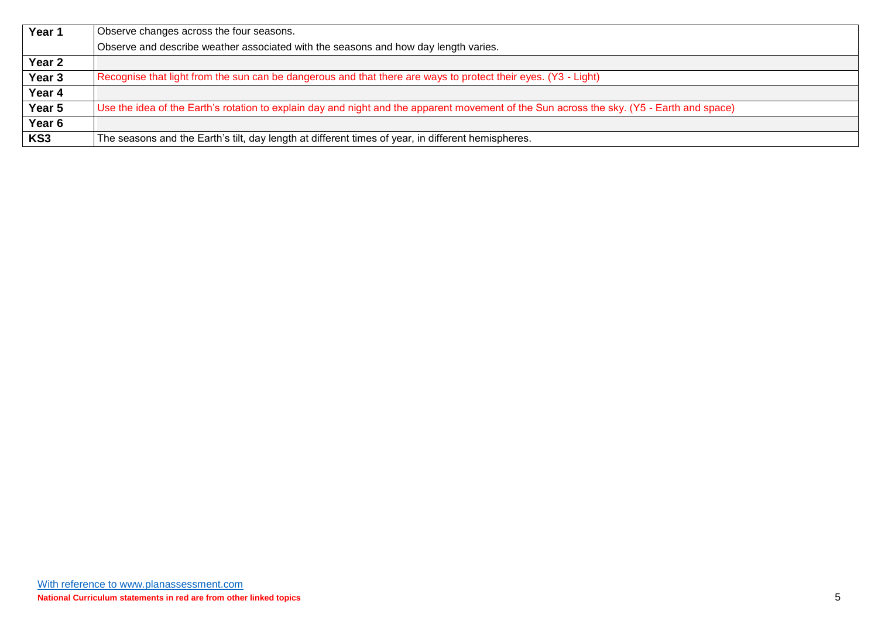| Year 1 | Observe changes across the four seasons.<br>Observe and describe weather associated with the seasons and how day length varies. |
|---|---|
| Year 2 | |
| Year 3 | Recognise that light from the sun can be dangerous and that there are ways to protect their eyes. (Y3 - Light) |
| Year 4 | |
| Year 5 | Use the idea of the Earth's rotation to explain day and night and the apparent movement of the Sun across the sky. (Y5 - Earth and space) |
| Year 6 | |
| KS3 | The seasons and the Earth's tilt, day length at different times of year, in different hemispheres. |

With reference to www.planassessment.com

**National Curriculum statements in red are from other linked topics**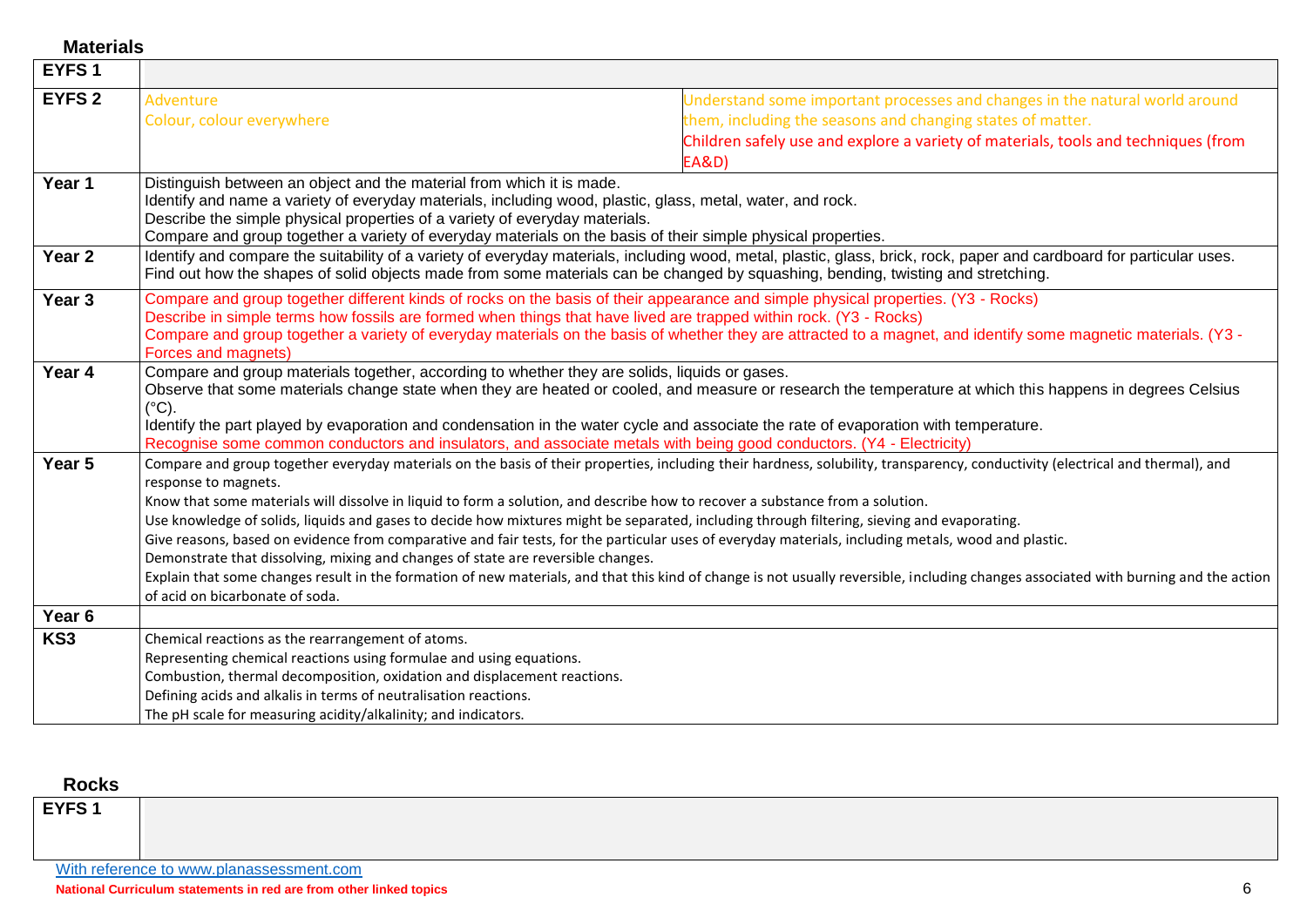## Materials

| | | |
|---|---|---|
| **EYFS 1** | | |
| **EYFS 2** | Adventure<br>Colour, colour everywhere | Understand some important processes and changes in the natural world around them, including the seasons and changing states of matter.<br>Children safely use and explore a variety of materials, tools and techniques (from EA&D) |
| **Year 1** | Distinguish between an object and the material from which it is made.<br>Identify and name a variety of everyday materials, including wood, plastic, glass, metal, water, and rock.<br>Describe the simple physical properties of a variety of everyday materials.<br>Compare and group together a variety of everyday materials on the basis of their simple physical properties. | |
| **Year 2** | Identify and compare the suitability of a variety of everyday materials, including wood, metal, plastic, glass, brick, rock, paper and cardboard for particular uses.<br>Find out how the shapes of solid objects made from some materials can be changed by squashing, bending, twisting and stretching. | |
| **Year 3** | Compare and group together different kinds of rocks on the basis of their appearance and simple physical properties. (Y3 - Rocks)<br>Describe in simple terms how fossils are formed when things that have lived are trapped within rock. (Y3 - Rocks)<br>Compare and group together a variety of everyday materials on the basis of whether they are attracted to a magnet, and identify some magnetic materials. (Y3 - Forces and magnets) | |
| **Year 4** | Compare and group materials together, according to whether they are solids, liquids or gases.<br>Observe that some materials change state when they are heated or cooled, and measure or research the temperature at which this happens in degrees Celsius (°C).<br>Identify the part played by evaporation and condensation in the water cycle and associate the rate of evaporation with temperature.<br>Recognise some common conductors and insulators, and associate metals with being good conductors. (Y4 - Electricity) | |
| **Year 5** | Compare and group together everyday materials on the basis of their properties, including their hardness, solubility, transparency, conductivity (electrical and thermal), and response to magnets.<br>Know that some materials will dissolve in liquid to form a solution, and describe how to recover a substance from a solution.<br>Use knowledge of solids, liquids and gases to decide how mixtures might be separated, including through filtering, sieving and evaporating.<br>Give reasons, based on evidence from comparative and fair tests, for the particular uses of everyday materials, including metals, wood and plastic.<br>Demonstrate that dissolving, mixing and changes of state are reversible changes.<br>Explain that some changes result in the formation of new materials, and that this kind of change is not usually reversible, including changes associated with burning and the action of acid on bicarbonate of soda. | |
| **Year 6** | | |
| **KS3** | Chemical reactions as the rearrangement of atoms.<br>Representing chemical reactions using formulae and using equations.<br>Combustion, thermal decomposition, oxidation and displacement reactions.<br>Defining acids and alkalis in terms of neutralisation reactions.<br>The pH scale for measuring acidity/alkalinity; and indicators. | |

## Rocks

| | |
|---|---|
| **EYFS 1** | |

With reference to www.planassessment.com

**National Curriculum statements in red are from other linked topics**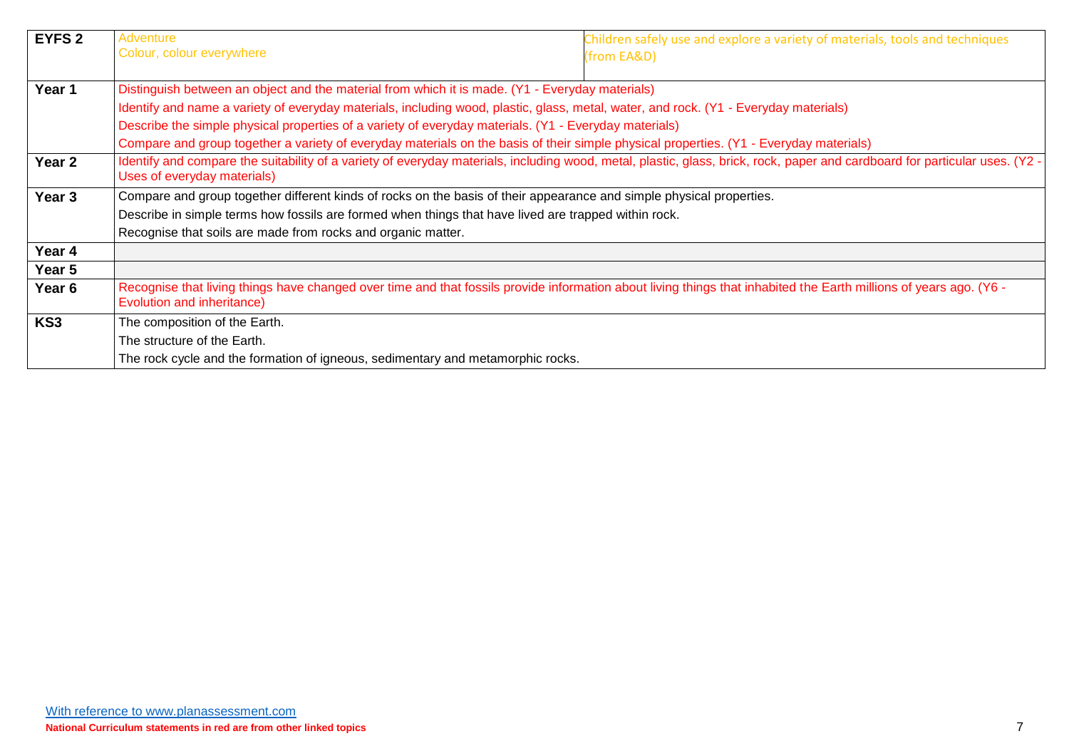| | | |
|---|---|---|
| **EYFS 2** | Adventure<br>Colour, colour everywhere | Children safely use and explore a variety of materials, tools and techniques (from EA&D) |
| **Year 1** | Distinguish between an object and the material from which it is made. (Y1 - Everyday materials)<br>Identify and name a variety of everyday materials, including wood, plastic, glass, metal, water, and rock. (Y1 - Everyday materials)<br>Describe the simple physical properties of a variety of everyday materials. (Y1 - Everyday materials)<br>Compare and group together a variety of everyday materials on the basis of their simple physical properties. (Y1 - Everyday materials) | |
| **Year 2** | Identify and compare the suitability of a variety of everyday materials, including wood, metal, plastic, glass, brick, rock, paper and cardboard for particular uses. (Y2 - Uses of everyday materials) | |
| **Year 3** | Compare and group together different kinds of rocks on the basis of their appearance and simple physical properties.<br>Describe in simple terms how fossils are formed when things that have lived are trapped within rock.<br>Recognise that soils are made from rocks and organic matter. | |
| **Year 4** | | |
| **Year 5** | | |
| **Year 6** | Recognise that living things have changed over time and that fossils provide information about living things that inhabited the Earth millions of years ago. (Y6 - Evolution and inheritance) | |
| **KS3** | The composition of the Earth.<br>The structure of the Earth.<br>The rock cycle and the formation of igneous, sedimentary and metamorphic rocks. | |

With reference to www.planassessment.com

**National Curriculum statements in red are from other linked topics**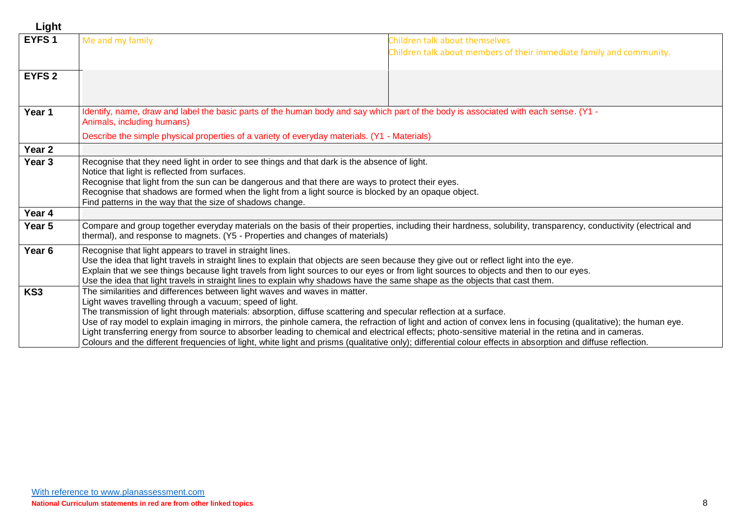## Light

| | | |
|---|---|---|
| **EYFS 1** | Me and my family | Children talk about themselves<br>Children talk about members of their immediate family and community. |
| **EYFS 2** | | |
| **Year 1** | Identify, name, draw and label the basic parts of the human body and say which part of the body is associated with each sense. (Y1 - Animals, including humans)<br>Describe the simple physical properties of a variety of everyday materials. (Y1 - Materials) | |
| **Year 2** | | |
| **Year 3** | Recognise that they need light in order to see things and that dark is the absence of light.<br>Notice that light is reflected from surfaces.<br>Recognise that light from the sun can be dangerous and that there are ways to protect their eyes.<br>Recognise that shadows are formed when the light from a light source is blocked by an opaque object.<br>Find patterns in the way that the size of shadows change. | |
| **Year 4** | | |
| **Year 5** | Compare and group together everyday materials on the basis of their properties, including their hardness, solubility, transparency, conductivity (electrical and thermal), and response to magnets. (Y5 - Properties and changes of materials) | |
| **Year 6** | Recognise that light appears to travel in straight lines.<br>Use the idea that light travels in straight lines to explain that objects are seen because they give out or reflect light into the eye.<br>Explain that we see things because light travels from light sources to our eyes or from light sources to objects and then to our eyes.<br>Use the idea that light travels in straight lines to explain why shadows have the same shape as the objects that cast them. | |
| **KS3** | The similarities and differences between light waves and waves in matter.<br>Light waves travelling through a vacuum; speed of light.<br>The transmission of light through materials: absorption, diffuse scattering and specular reflection at a surface.<br>Use of ray model to explain imaging in mirrors, the pinhole camera, the refraction of light and action of convex lens in focusing (qualitative); the human eye.<br>Light transferring energy from source to absorber leading to chemical and electrical effects; photo-sensitive material in the retina and in cameras.<br>Colours and the different frequencies of light, white light and prisms (qualitative only); differential colour effects in absorption and diffuse reflection. | |

With reference to www.planassessment.com

**National Curriculum statements in red are from other linked topics**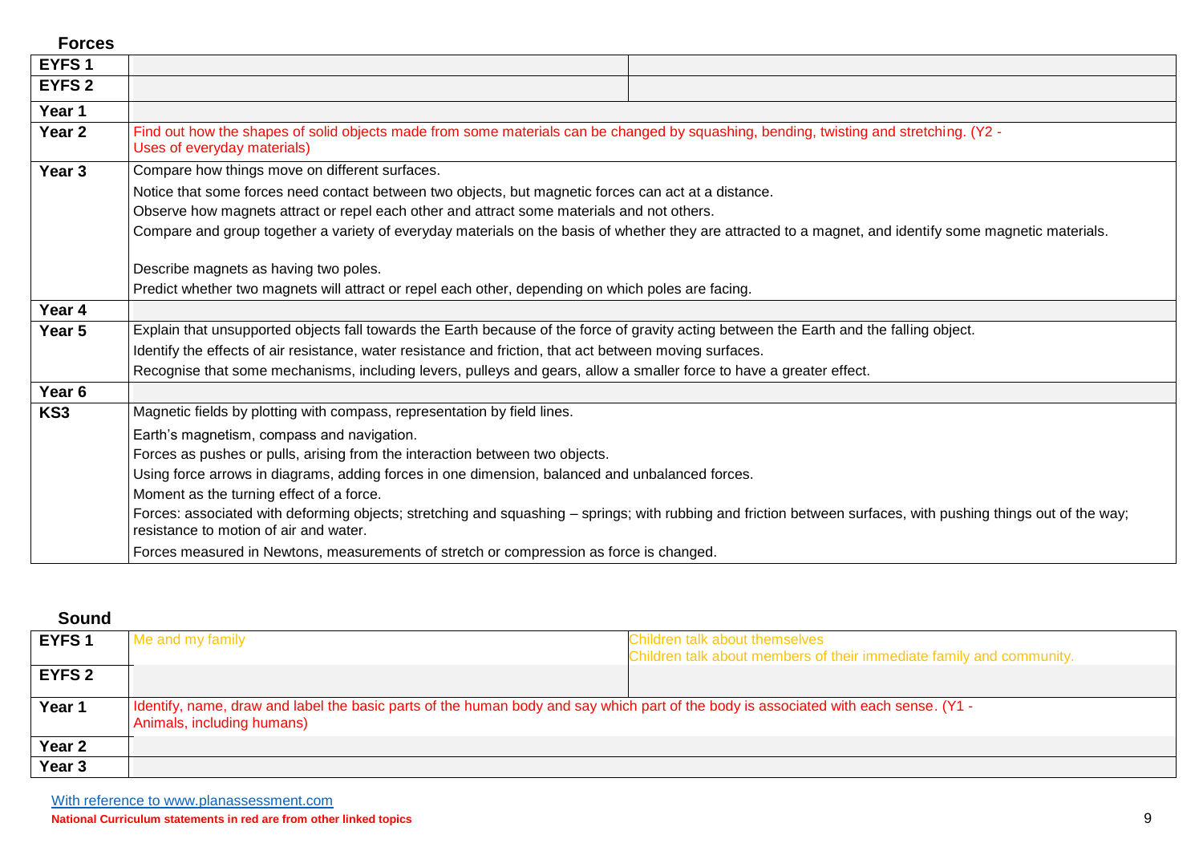### Forces

| | | |
|---|---|---|
| EYFS 1 | | |
| EYFS 2 | | |
| Year 1 | | |
| Year 2 | Find out how the shapes of solid objects made from some materials can be changed by squashing, bending, twisting and stretching. (Y2 - Uses of everyday materials) | |
| Year 3 | Compare how things move on different surfaces.<br>Notice that some forces need contact between two objects, but magnetic forces can act at a distance.<br>Observe how magnets attract or repel each other and attract some materials and not others.<br>Compare and group together a variety of everyday materials on the basis of whether they are attracted to a magnet, and identify some magnetic materials.<br><br>Describe magnets as having two poles.<br>Predict whether two magnets will attract or repel each other, depending on which poles are facing. | |
| Year 4 | | |
| Year 5 | Explain that unsupported objects fall towards the Earth because of the force of gravity acting between the Earth and the falling object.<br>Identify the effects of air resistance, water resistance and friction, that act between moving surfaces.<br>Recognise that some mechanisms, including levers, pulleys and gears, allow a smaller force to have a greater effect. | |
| Year 6 | | |
| KS3 | Magnetic fields by plotting with compass, representation by field lines.<br>Earth's magnetism, compass and navigation.<br>Forces as pushes or pulls, arising from the interaction between two objects.<br>Using force arrows in diagrams, adding forces in one dimension, balanced and unbalanced forces.<br>Moment as the turning effect of a force.<br>Forces: associated with deforming objects; stretching and squashing – springs; with rubbing and friction between surfaces, with pushing things out of the way; resistance to motion of air and water.<br>Forces measured in Newtons, measurements of stretch or compression as force is changed. | |

### Sound

| | | |
|---|---|---|
| EYFS 1 | Me and my family | Children talk about themselves<br>Children talk about members of their immediate family and community. |
| EYFS 2 | | |
| Year 1 | Identify, name, draw and label the basic parts of the human body and say which part of the body is associated with each sense. (Y1 - Animals, including humans) | |
| Year 2 | | |
| Year 3 | | |

With reference to www.planassessment.com

**National Curriculum statements in red are from other linked topics**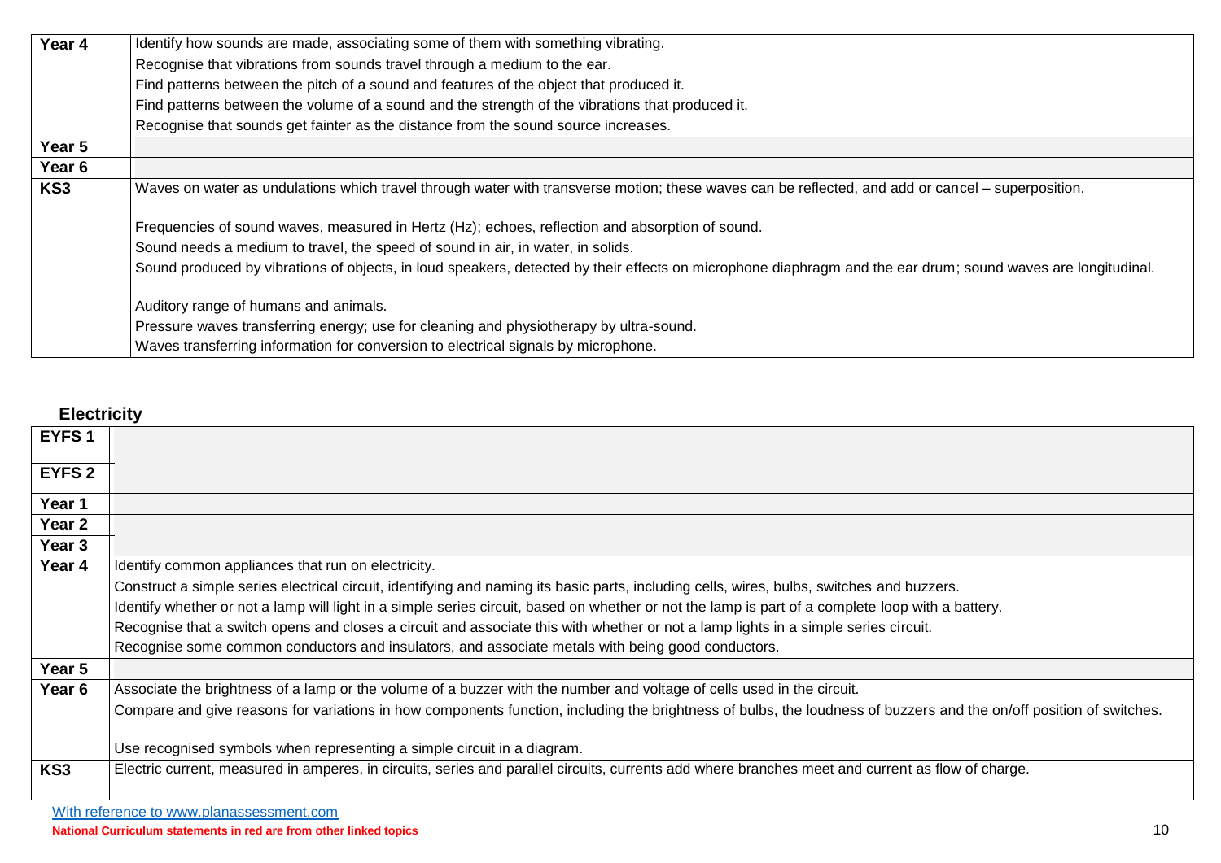| | |
|---|---|
| **Year 4** | Identify how sounds are made, associating some of them with something vibrating.<br>Recognise that vibrations from sounds travel through a medium to the ear.<br>Find patterns between the pitch of a sound and features of the object that produced it.<br>Find patterns between the volume of a sound and the strength of the vibrations that produced it.<br>Recognise that sounds get fainter as the distance from the sound source increases. |
| **Year 5** | |
| **Year 6** | |
| **KS3** | Waves on water as undulations which travel through water with transverse motion; these waves can be reflected, and add or cancel – superposition.<br><br>Frequencies of sound waves, measured in Hertz (Hz); echoes, reflection and absorption of sound.<br>Sound needs a medium to travel, the speed of sound in air, in water, in solids.<br>Sound produced by vibrations of objects, in loud speakers, detected by their effects on microphone diaphragm and the ear drum; sound waves are longitudinal.<br><br>Auditory range of humans and animals.<br>Pressure waves transferring energy; use for cleaning and physiotherapy by ultra-sound.<br>Waves transferring information for conversion to electrical signals by microphone. |

## Electricity

| | |
|---|---|
| **EYFS 1** | |
| **EYFS 2** | |
| **Year 1** | |
| **Year 2** | |
| **Year 3** | |
| **Year 4** | Identify common appliances that run on electricity.<br>Construct a simple series electrical circuit, identifying and naming its basic parts, including cells, wires, bulbs, switches and buzzers.<br>Identify whether or not a lamp will light in a simple series circuit, based on whether or not the lamp is part of a complete loop with a battery.<br>Recognise that a switch opens and closes a circuit and associate this with whether or not a lamp lights in a simple series circuit.<br>Recognise some common conductors and insulators, and associate metals with being good conductors. |
| **Year 5** | |
| **Year 6** | Associate the brightness of a lamp or the volume of a buzzer with the number and voltage of cells used in the circuit.<br>Compare and give reasons for variations in how components function, including the brightness of bulbs, the loudness of buzzers and the on/off position of switches.<br><br>Use recognised symbols when representing a simple circuit in a diagram. |
| **KS3** | Electric current, measured in amperes, in circuits, series and parallel circuits, currents add where branches meet and current as flow of charge. |

With reference to www.planassessment.com

**National Curriculum statements in red are from other linked topics**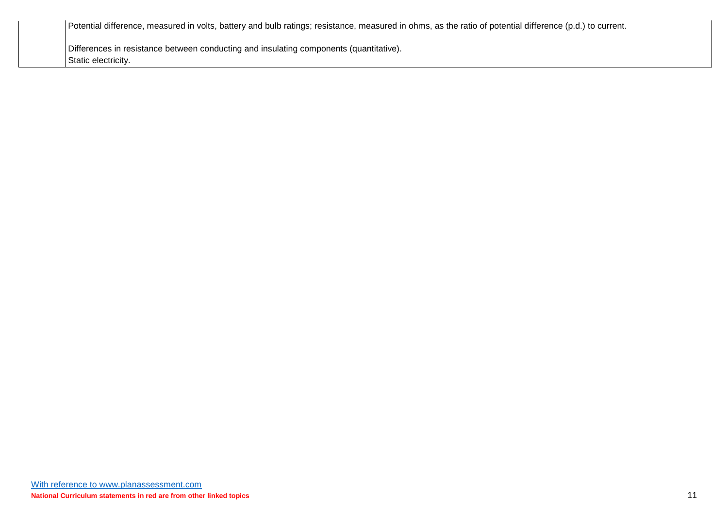| | |
|---|---|
| | Potential difference, measured in volts, battery and bulb ratings; resistance, measured in ohms, as the ratio of potential difference (p.d.) to current.<br><br>Differences in resistance between conducting and insulating components (quantitative).<br>Static electricity. |

With reference to www.planassessment.com

**National Curriculum statements in red are from other linked topics**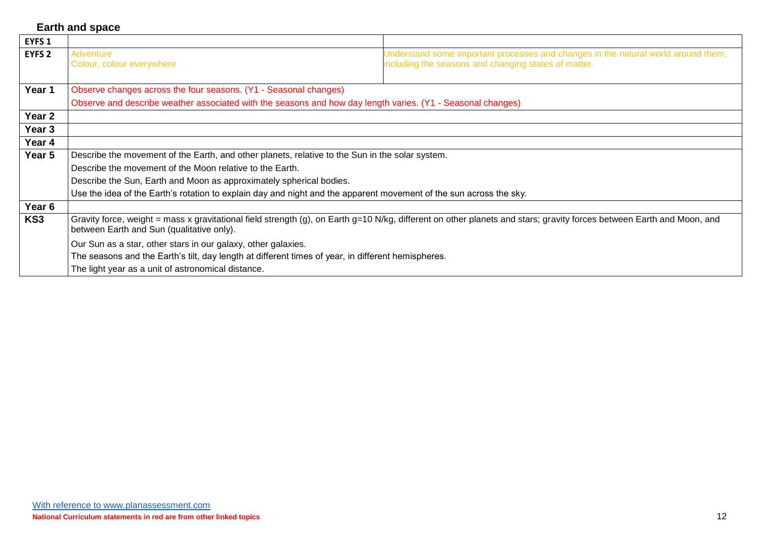## Earth and space

| | | |
|---|---|---|
| **EYFS 1** | | |
| **EYFS 2** | Adventure<br>Colour, colour everywhere | Understand some important processes and changes in the natural world around them, including the seasons and changing states of matter. |
| **Year 1** | Observe changes across the four seasons. (Y1 - Seasonal changes)<br>Observe and describe weather associated with the seasons and how day length varies. (Y1 - Seasonal changes) | |
| **Year 2** | | |
| **Year 3** | | |
| **Year 4** | | |
| **Year 5** | Describe the movement of the Earth, and other planets, relative to the Sun in the solar system.<br>Describe the movement of the Moon relative to the Earth.<br>Describe the Sun, Earth and Moon as approximately spherical bodies.<br>Use the idea of the Earth's rotation to explain day and night and the apparent movement of the sun across the sky. | |
| **Year 6** | | |
| **KS3** | Gravity force, weight = mass x gravitational field strength (g), on Earth g=10 N/kg, different on other planets and stars; gravity forces between Earth and Moon, and between Earth and Sun (qualitative only).<br>Our Sun as a star, other stars in our galaxy, other galaxies.<br>The seasons and the Earth's tilt, day length at different times of year, in different hemispheres.<br>The light year as a unit of astronomical distance. | |

With reference to www.planassessment.com

**National Curriculum statements in red are from other linked topics**